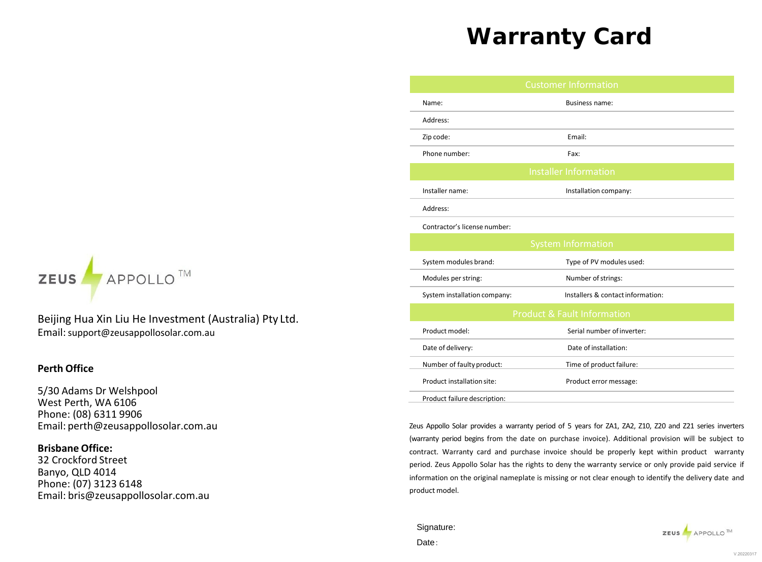ZEUS APPOLLO™

Beijing Hua Xin Liu He Investment (Australia) Pty Ltd.
Email: support@zeusappollosolar.com.au

**Perth Office**

5/30 Adams Dr Welshpool
West Perth, WA 6106
Phone: (08) 6311 9906
Email: perth@zeusappollosolar.com.au

**Brisbane Office:**
32 Crockford Street
Banyo, QLD 4014
Phone: (07) 3123 6148
Email: bris@zeusappollosolar.com.au

# Warranty Card

| Customer Information | |
|---|---|
| Name: | Business name: |
| Address: | |
| Zip code: | Email: |
| Phone number: | Fax: |
| **Installer Information** | |
| Installer name: | Installation company: |
| Address: | |
| Contractor's license number: | |
| **System Information** | |
| System modules brand: | Type of PV modules used: |
| Modules per string: | Number of strings: |
| System installation company: | Installers & contact information: |
| **Product & Fault Information** | |
| Product model: | Serial number of inverter: |
| Date of delivery: | Date of installation: |
| Number of faulty product: | Time of product failure: |
| Product installation site: | Product error message: |
| Product failure description: | |

Zeus Appollo Solar provides a warranty period of 5 years for ZA1, ZA2, Z10, Z20 and Z21 series inverters (warranty period begins from the date on purchase invoice). Additional provision will be subject to contract. Warranty card and purchase invoice should be properly kept within product warranty period. Zeus Appollo Solar has the rights to deny the warranty service or only provide paid service if information on the original nameplate is missing or not clear enough to identify the delivery date and product model.

Signature:

Date:

ZEUS APPOLLO™

V.20220317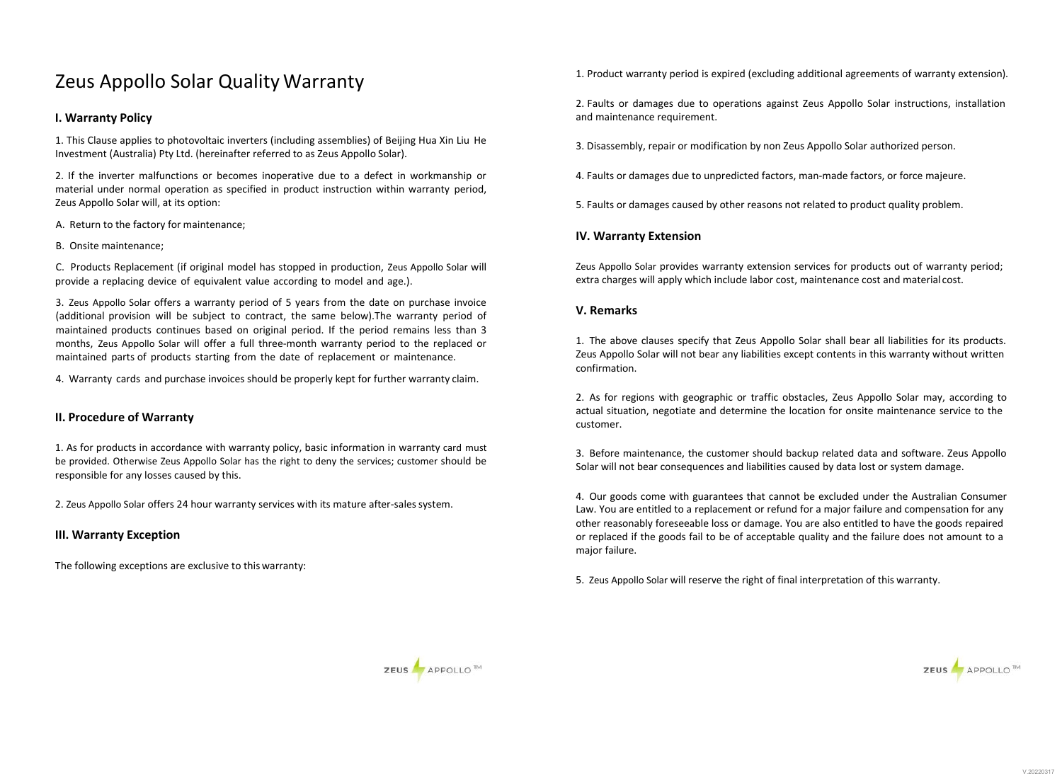# Zeus Appollo Solar Quality Warranty

### I. Warranty Policy

1. This Clause applies to photovoltaic inverters (including assemblies) of Beijing Hua Xin Liu He Investment (Australia) Pty Ltd. (hereinafter referred to as Zeus Appollo Solar).

2. If the inverter malfunctions or becomes inoperative due to a defect in workmanship or material under normal operation as specified in product instruction within warranty period, Zeus Appollo Solar will, at its option:

A. Return to the factory for maintenance;

B. Onsite maintenance;

C. Products Replacement (if original model has stopped in production, Zeus Appollo Solar will provide a replacing device of equivalent value according to model and age.).

3. Zeus Appollo Solar offers a warranty period of 5 years from the date on purchase invoice (additional provision will be subject to contract, the same below).The warranty period of maintained products continues based on original period. If the period remains less than 3 months, Zeus Appollo Solar will offer a full three-month warranty period to the replaced or maintained parts of products starting from the date of replacement or maintenance.

4. Warranty cards and purchase invoices should be properly kept for further warranty claim.

### II. Procedure of Warranty

1. As for products in accordance with warranty policy, basic information in warranty card must be provided. Otherwise Zeus Appollo Solar has the right to deny the services; customer should be responsible for any losses caused by this.

2. Zeus Appollo Solar offers 24 hour warranty services with its mature after-sales system.

### III. Warranty Exception

The following exceptions are exclusive to this warranty:

1. Product warranty period is expired (excluding additional agreements of warranty extension).

2. Faults or damages due to operations against Zeus Appollo Solar instructions, installation and maintenance requirement.

3. Disassembly, repair or modification by non Zeus Appollo Solar authorized person.

4. Faults or damages due to unpredicted factors, man-made factors, or force majeure.

5. Faults or damages caused by other reasons not related to product quality problem.

### IV. Warranty Extension

Zeus Appollo Solar provides warranty extension services for products out of warranty period; extra charges will apply which include labor cost, maintenance cost and material cost.

### V. Remarks

1. The above clauses specify that Zeus Appollo Solar shall bear all liabilities for its products. Zeus Appollo Solar will not bear any liabilities except contents in this warranty without written confirmation.

2. As for regions with geographic or traffic obstacles, Zeus Appollo Solar may, according to actual situation, negotiate and determine the location for onsite maintenance service to the customer.

3. Before maintenance, the customer should backup related data and software. Zeus Appollo Solar will not bear consequences and liabilities caused by data lost or system damage.

4. Our goods come with guarantees that cannot be excluded under the Australian Consumer Law. You are entitled to a replacement or refund for a major failure and compensation for any other reasonably foreseeable loss or damage. You are also entitled to have the goods repaired or replaced if the goods fail to be of acceptable quality and the failure does not amount to a major failure.

5. Zeus Appollo Solar will reserve the right of final interpretation of this warranty.

V.20220317